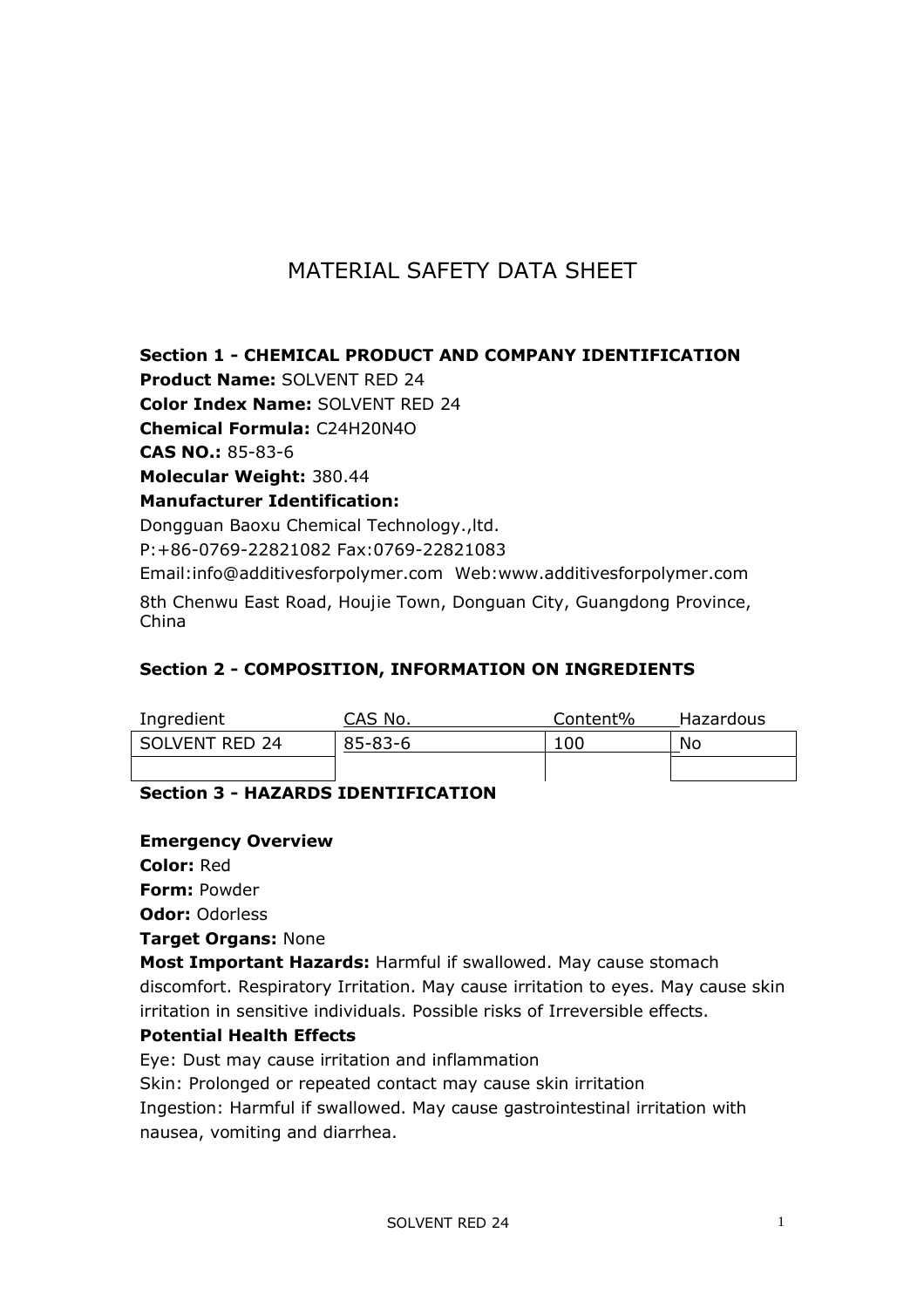# MATERIAL SAFETY DATA SHEET

## Section 1 - CHEMICAL PRODUCT AND COMPANY IDENTIFICATION

**Product Name:** SOLVENT RED 24

**Color Index Name:** SOLVENT RED 24

**Chemical Formula:** $C_{24}H_{20}N_4O$

**CAS NO.:** 85-83-6

**Molecular Weight:** 380.44

**Manufacturer Identification:**

Dongguan Baoxu Chemical Technology.,ltd.

P:+86-0769-22821082 Fax:0769-22821083

Email:info@additivesforpolymer.com Web:www.additivesforpolymer.com

8th Chenwu East Road, Houjie Town, Donguan City, Guangdong Province, China

## Section 2 - COMPOSITION, INFORMATION ON INGREDIENTS

| Ingredient | CAS No. | Content% | Hazardous |
|---|---|---|---|
| SOLVENT RED 24 | 85-83-6 | 100 | No |
| | | | |

## Section 3 - HAZARDS IDENTIFICATION

**Emergency Overview**

**Color:** Red

**Form:** Powder

**Odor:** Odorless

**Target Organs:** None

**Most Important Hazards:** Harmful if swallowed. May cause stomach discomfort. Respiratory Irritation. May cause irritation to eyes. May cause skin irritation in sensitive individuals. Possible risks of Irreversible effects.

**Potential Health Effects**

Eye: Dust may cause irritation and inflammation

Skin: Prolonged or repeated contact may cause skin irritation

Ingestion: Harmful if swallowed. May cause gastrointestinal irritation with nausea, vomiting and diarrhea.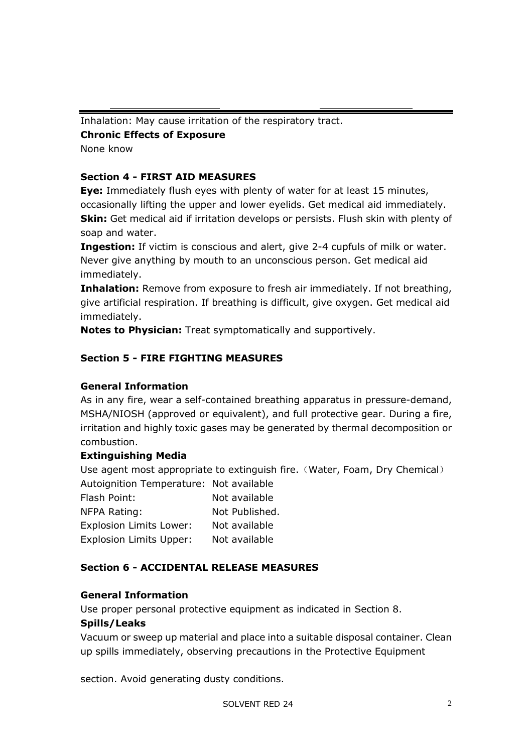Inhalation: May cause irritation of the respiratory tract.

**Chronic Effects of Exposure**

None know

## Section 4 - FIRST AID MEASURES

**Eye:** Immediately flush eyes with plenty of water for at least 15 minutes, occasionally lifting the upper and lower eyelids. Get medical aid immediately.

**Skin:** Get medical aid if irritation develops or persists. Flush skin with plenty of soap and water.

**Ingestion:** If victim is conscious and alert, give 2-4 cupfuls of milk or water. Never give anything by mouth to an unconscious person. Get medical aid immediately.

**Inhalation:** Remove from exposure to fresh air immediately. If not breathing, give artificial respiration. If breathing is difficult, give oxygen. Get medical aid immediately.

**Notes to Physician:** Treat symptomatically and supportively.

## Section 5 - FIRE FIGHTING MEASURES

**General Information**

As in any fire, wear a self-contained breathing apparatus in pressure-demand, MSHA/NIOSH (approved or equivalent), and full protective gear. During a fire, irritation and highly toxic gases may be generated by thermal decomposition or combustion.

**Extinguishing Media**

Use agent most appropriate to extinguish fire.（Water, Foam, Dry Chemical）

| | |
|---|---|
| Autoignition Temperature: | Not available |
| Flash Point: | Not available |
| NFPA Rating: | Not Published. |
| Explosion Limits Lower: | Not available |
| Explosion Limits Upper: | Not available |

## Section 6 - ACCIDENTAL RELEASE MEASURES

**General Information**

Use proper personal protective equipment as indicated in Section 8.

**Spills/Leaks**

Vacuum or sweep up material and place into a suitable disposal container. Clean up spills immediately, observing precautions in the Protective Equipment section. Avoid generating dusty conditions.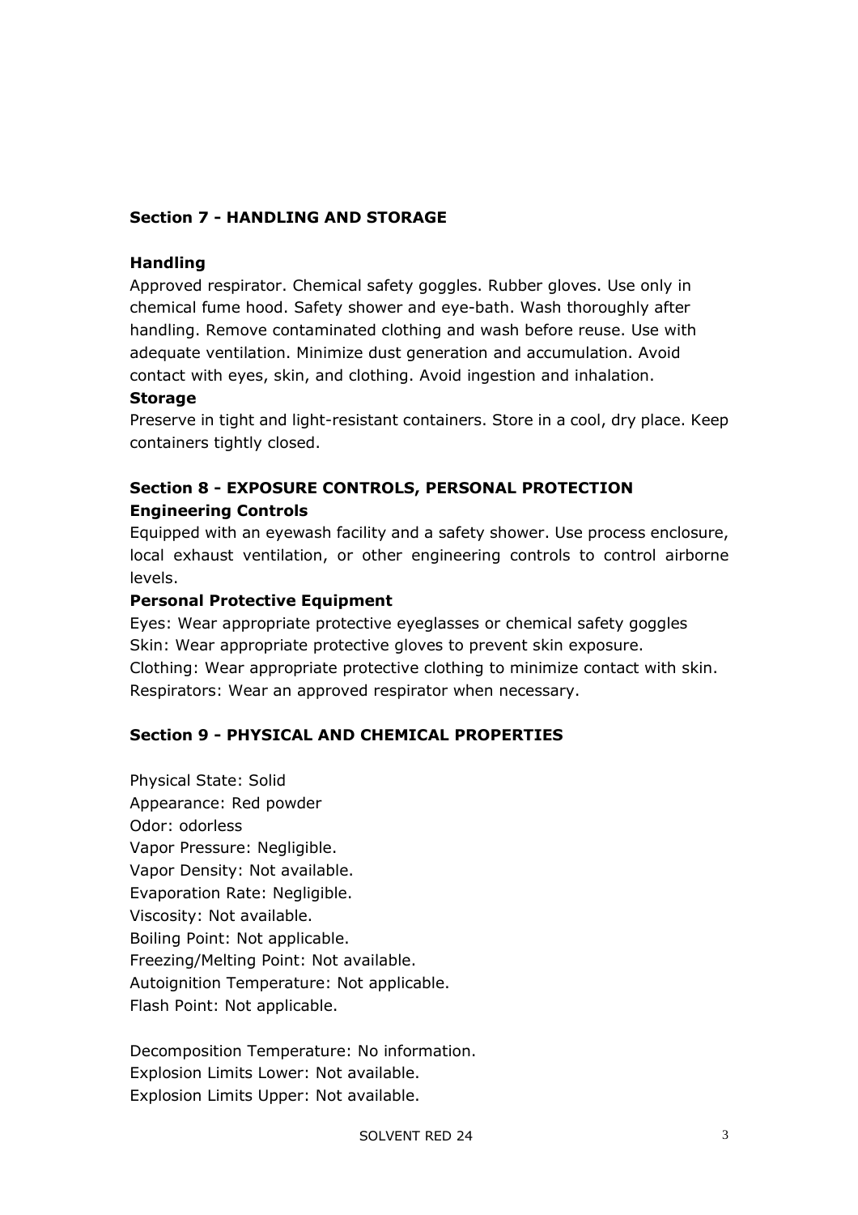## Section 7 - HANDLING AND STORAGE

**Handling**

Approved respirator. Chemical safety goggles. Rubber gloves. Use only in chemical fume hood. Safety shower and eye-bath. Wash thoroughly after handling. Remove contaminated clothing and wash before reuse. Use with adequate ventilation. Minimize dust generation and accumulation. Avoid contact with eyes, skin, and clothing. Avoid ingestion and inhalation.

**Storage**

Preserve in tight and light-resistant containers. Store in a cool, dry place. Keep containers tightly closed.

## Section 8 - EXPOSURE CONTROLS, PERSONAL PROTECTION

**Engineering Controls**

Equipped with an eyewash facility and a safety shower. Use process enclosure, local exhaust ventilation, or other engineering controls to control airborne levels.

**Personal Protective Equipment**

Eyes: Wear appropriate protective eyeglasses or chemical safety goggles
Skin: Wear appropriate protective gloves to prevent skin exposure.
Clothing: Wear appropriate protective clothing to minimize contact with skin.
Respirators: Wear an approved respirator when necessary.

## Section 9 - PHYSICAL AND CHEMICAL PROPERTIES

Physical State: Solid
Appearance: Red powder
Odor: odorless
Vapor Pressure: Negligible.
Vapor Density: Not available.
Evaporation Rate: Negligible.
Viscosity: Not available.
Boiling Point: Not applicable.
Freezing/Melting Point: Not available.
Autoignition Temperature: Not applicable.
Flash Point: Not applicable.

Decomposition Temperature: No information.
Explosion Limits Lower: Not available.
Explosion Limits Upper: Not available.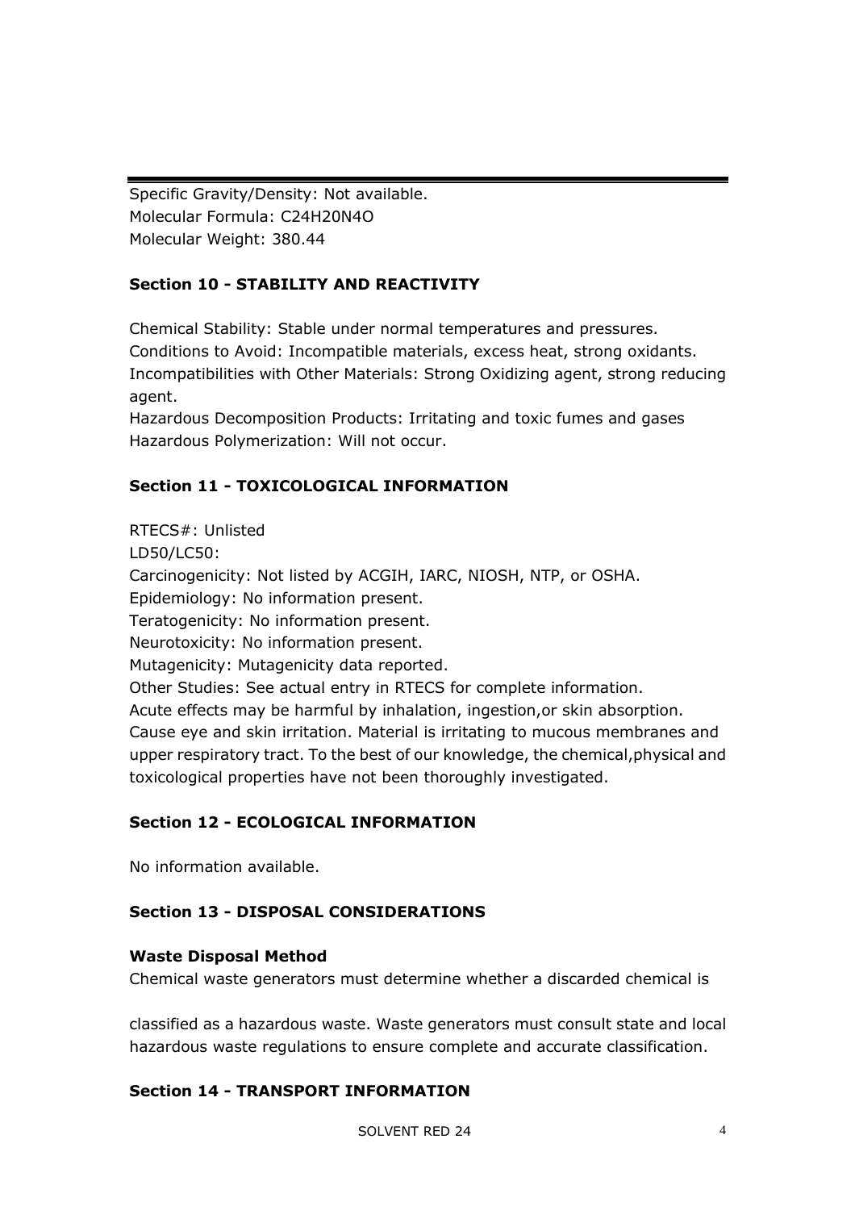Specific Gravity/Density: Not available.
Molecular Formula: $C_{24}H_{20}N_4O$
Molecular Weight: 380.44

## Section 10 - STABILITY AND REACTIVITY

Chemical Stability: Stable under normal temperatures and pressures.
Conditions to Avoid: Incompatible materials, excess heat, strong oxidants.
Incompatibilities with Other Materials: Strong Oxidizing agent, strong reducing agent.
Hazardous Decomposition Products: Irritating and toxic fumes and gases
Hazardous Polymerization: Will not occur.

## Section 11 - TOXICOLOGICAL INFORMATION

RTECS#: Unlisted
LD50/LC50:
Carcinogenicity: Not listed by ACGIH, IARC, NIOSH, NTP, or OSHA.
Epidemiology: No information present.
Teratogenicity: No information present.
Neurotoxicity: No information present.
Mutagenicity: Mutagenicity data reported.
Other Studies: See actual entry in RTECS for complete information.
Acute effects may be harmful by inhalation, ingestion,or skin absorption. Cause eye and skin irritation. Material is irritating to mucous membranes and upper respiratory tract. To the best of our knowledge, the chemical,physical and toxicological properties have not been thoroughly investigated.

## Section 12 - ECOLOGICAL INFORMATION

No information available.

## Section 13 - DISPOSAL CONSIDERATIONS

**Waste Disposal Method**
Chemical waste generators must determine whether a discarded chemical is

classified as a hazardous waste. Waste generators must consult state and local hazardous waste regulations to ensure complete and accurate classification.

## Section 14 - TRANSPORT INFORMATION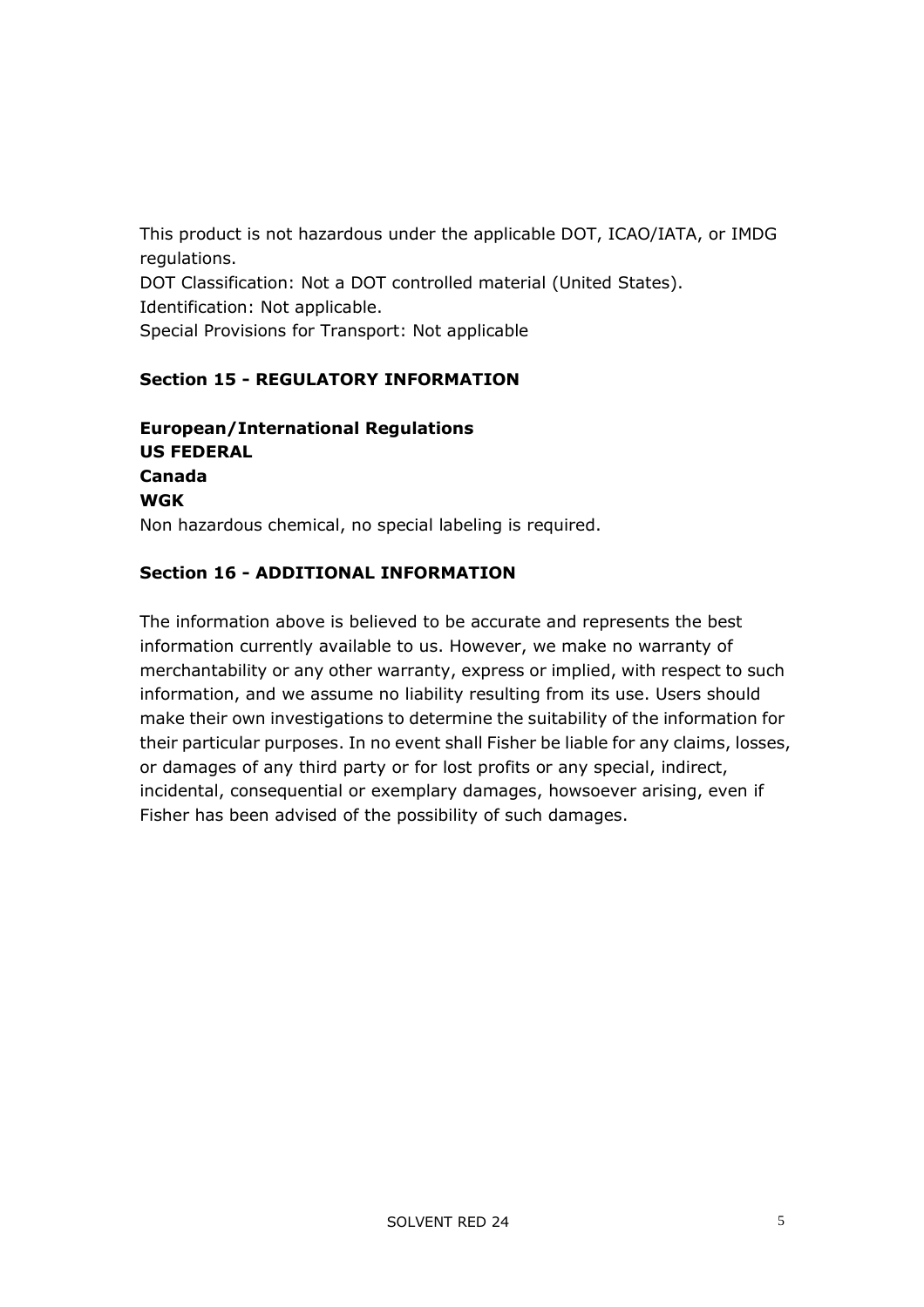This product is not hazardous under the applicable DOT, ICAO/IATA, or IMDG regulations.
DOT Classification: Not a DOT controlled material (United States).
Identification: Not applicable.
Special Provisions for Transport: Not applicable

## Section 15 - REGULATORY INFORMATION

**European/International Regulations**
**US FEDERAL**
**Canada**
**WGK**
Non hazardous chemical, no special labeling is required.

## Section 16 - ADDITIONAL INFORMATION

The information above is believed to be accurate and represents the best information currently available to us. However, we make no warranty of merchantability or any other warranty, express or implied, with respect to such information, and we assume no liability resulting from its use. Users should make their own investigations to determine the suitability of the information for their particular purposes. In no event shall Fisher be liable for any claims, losses, or damages of any third party or for lost profits or any special, indirect, incidental, consequential or exemplary damages, howsoever arising, even if Fisher has been advised of the possibility of such damages.